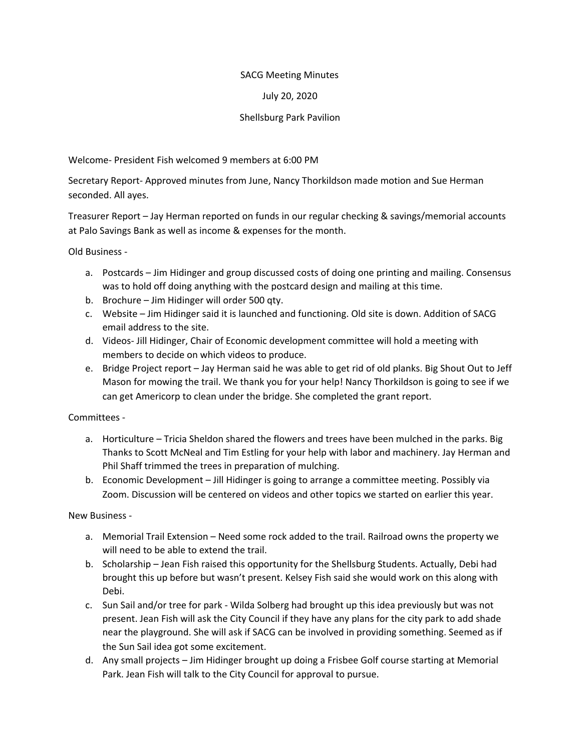SACG Meeting Minutes

July 20, 2020

Shellsburg Park Pavilion

Welcome- President Fish welcomed 9 members at 6:00 PM

Secretary Report- Approved minutes from June, Nancy Thorkildson made motion and Sue Herman seconded. All ayes.

Treasurer Report – Jay Herman reported on funds in our regular checking & savings/memorial accounts at Palo Savings Bank as well as income & expenses for the month.

Old Business -

a. Postcards – Jim Hidinger and group discussed costs of doing one printing and mailing. Consensus was to hold off doing anything with the postcard design and mailing at this time.
b. Brochure – Jim Hidinger will order 500 qty.
c. Website – Jim Hidinger said it is launched and functioning. Old site is down. Addition of SACG email address to the site.
d. Videos- Jill Hidinger, Chair of Economic development committee will hold a meeting with members to decide on which videos to produce.
e. Bridge Project report – Jay Herman said he was able to get rid of old planks. Big Shout Out to Jeff Mason for mowing the trail. We thank you for your help! Nancy Thorkildson is going to see if we can get Americorp to clean under the bridge. She completed the grant report.

Committees -

a. Horticulture – Tricia Sheldon shared the flowers and trees have been mulched in the parks. Big Thanks to Scott McNeal and Tim Estling for your help with labor and machinery. Jay Herman and Phil Shaff trimmed the trees in preparation of mulching.
b. Economic Development – Jill Hidinger is going to arrange a committee meeting. Possibly via Zoom. Discussion will be centered on videos and other topics we started on earlier this year.

New Business -

a. Memorial Trail Extension – Need some rock added to the trail. Railroad owns the property we will need to be able to extend the trail.
b. Scholarship – Jean Fish raised this opportunity for the Shellsburg Students. Actually, Debi had brought this up before but wasn't present. Kelsey Fish said she would work on this along with Debi.
c. Sun Sail and/or tree for park - Wilda Solberg had brought up this idea previously but was not present. Jean Fish will ask the City Council if they have any plans for the city park to add shade near the playground. She will ask if SACG can be involved in providing something. Seemed as if the Sun Sail idea got some excitement.
d. Any small projects – Jim Hidinger brought up doing a Frisbee Golf course starting at Memorial Park. Jean Fish will talk to the City Council for approval to pursue.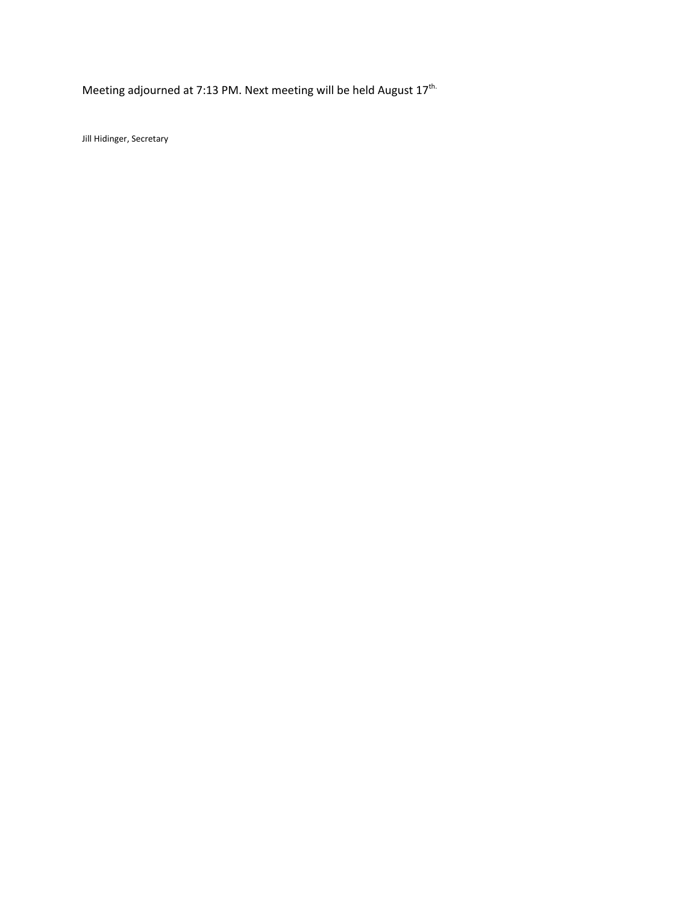Meeting adjourned at 7:13 PM. Next meeting will be held August $17^{th.}$

Jill Hidinger, Secretary